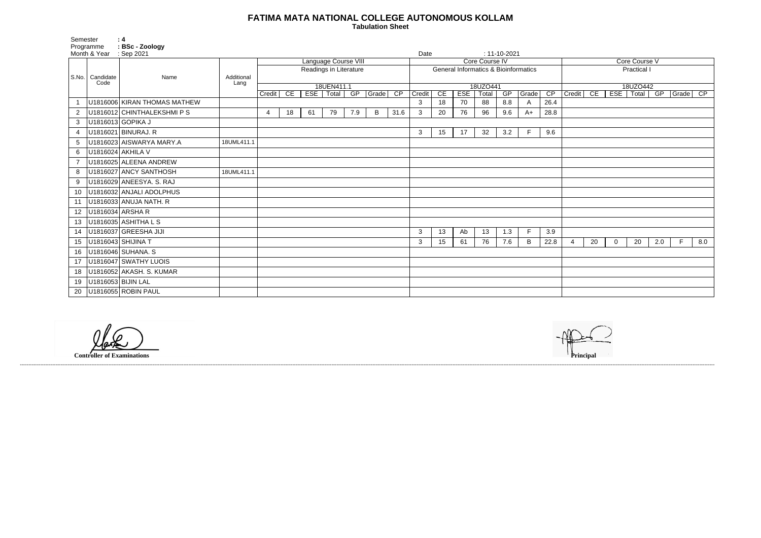# FATIMA MATA NATIONAL COLLEGE AUTONOMOUS KOLLAM

**Tabulation Sheet**

Semester : **4**
Programme : **BSc - Zoology**
Month & Year : Sep 2021
Date : 11-10-2021

| S.No. | Candidate Code | Name | Additional Lang | Language Course VIII | | | | | | | Core Course IV | | | | | | | Core Course V | | | | | | |
|---|---|---|---|---|---|---|---|---|---|---|---|---|---|---|---|---|---|---|---|---|---|---|---|---|
| | | | | Readings in Literature | | | | | | | General Informatics & Bioinformatics | | | | | | | Practical I | | | | | | |
| | | | | 18UEN411.1 | | | | | | | 18UZO441 | | | | | | | 18UZO442 | | | | | | |
| | | | | Credit | CE | ESE | Total | GP | Grade | CP | Credit | CE | ESE | Total | GP | Grade | CP | Credit | CE | ESE | Total | GP | Grade | CP |
| 1 | U1816006 | KIRAN THOMAS MATHEW | | | | | | | | | 3 | 18 | 70 | 88 | 8.8 | A | 26.4 | | | | | | | |
| 2 | U1816012 | CHINTHALEKSHMI P S | | 4 | 18 | 61 | 79 | 7.9 | B | 31.6 | 3 | 20 | 76 | 96 | 9.6 | A+ | 28.8 | | | | | | | |
| 3 | U1816013 | GOPIKA J | | | | | | | | | | | | | | | | | | | | | | |
| 4 | U1816021 | BINURAJ. R | | | | | | | | | 3 | 15 | 17 | 32 | 3.2 | F | 9.6 | | | | | | | |
| 5 | U1816023 | AISWARYA MARY.A | 18UML411.1 | | | | | | | | | | | | | | | | | | | | | |
| 6 | U1816024 | AKHILA V | | | | | | | | | | | | | | | | | | | | | | |
| 7 | U1816025 | ALEENA ANDREW | | | | | | | | | | | | | | | | | | | | | | |
| 8 | U1816027 | ANCY SANTHOSH | 18UML411.1 | | | | | | | | | | | | | | | | | | | | | |
| 9 | U1816029 | ANEESYA. S. RAJ | | | | | | | | | | | | | | | | | | | | | | |
| 10 | U1816032 | ANJALI ADOLPHUS | | | | | | | | | | | | | | | | | | | | | | |
| 11 | U1816033 | ANUJA NATH. R | | | | | | | | | | | | | | | | | | | | | | |
| 12 | U1816034 | ARSHA R | | | | | | | | | | | | | | | | | | | | | | |
| 13 | U1816035 | ASHITHA L S | | | | | | | | | | | | | | | | | | | | | | |
| 14 | U1816037 | GREESHA JIJI | | | | | | | | | 3 | 13 | Ab | 13 | 1.3 | F | 3.9 | | | | | | | |
| 15 | U1816043 | SHIJINA T | | | | | | | | | 3 | 15 | 61 | 76 | 7.6 | B | 22.8 | 4 | 20 | 0 | 20 | 2.0 | F | 8.0 |
| 16 | U1816046 | SUHANA. S | | | | | | | | | | | | | | | | | | | | | | |
| 17 | U1816047 | SWATHY LUOIS | | | | | | | | | | | | | | | | | | | | | | |
| 18 | U1816052 | AKASH. S. KUMAR | | | | | | | | | | | | | | | | | | | | | | |
| 19 | U1816053 | BIJIN LAL | | | | | | | | | | | | | | | | | | | | | | |
| 20 | U1816055 | ROBIN PAUL | | | | | | | | | | | | | | | | | | | | | | |

**Controller of Examinations**

**Principal**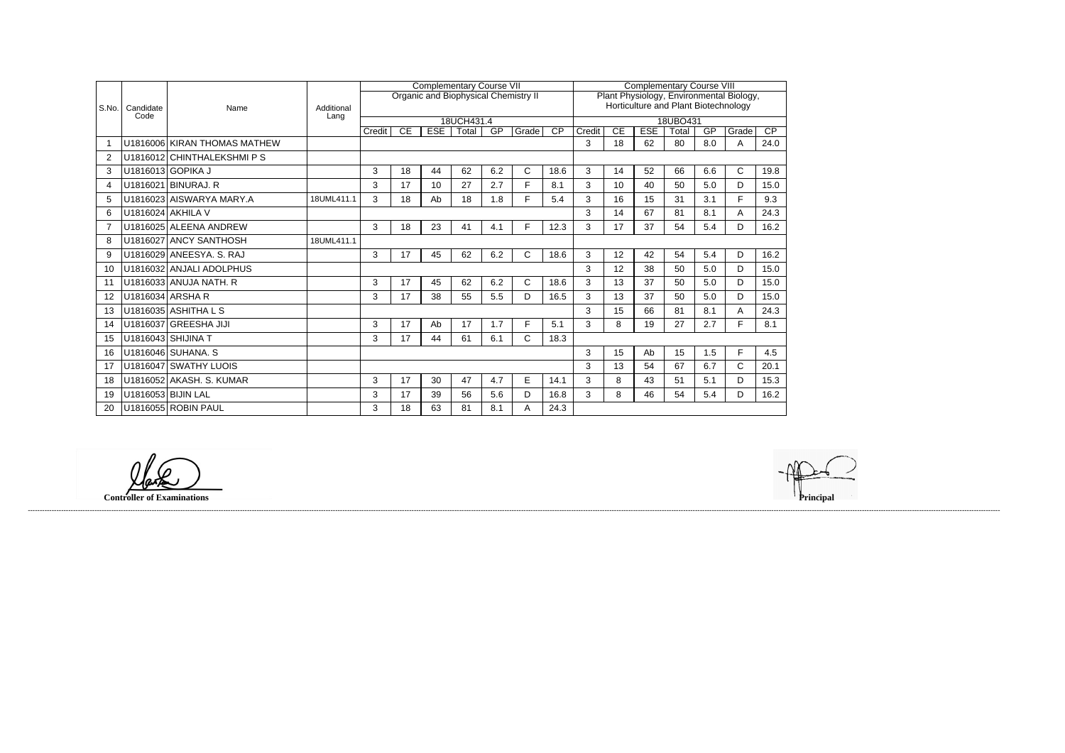| S.No. | Candidate Code | Name | Additional Lang | Complementary Course VII | | | | | | | Complementary Course VIII | | | | | | |
|---|---|---|---|---|---|---|---|---|---|---|---|---|---|---|---|---|---|
| | | | | Organic and Biophysical Chemistry II | | | | | | | Plant Physiology, Environmental Biology, Horticulture and Plant Biotechnology | | | | | | |
| | | | | 18UCH431.4 | | | | | | | 18UBO431 | | | | | | |
| | | | | Credit | CE | ESE | Total | GP | Grade | CP | Credit | CE | ESE | Total | GP | Grade | CP |
| 1 | U1816006 | KIRAN THOMAS MATHEW | | | | | | | | | 3 | 18 | 62 | 80 | 8.0 | A | 24.0 |
| 2 | U1816012 | CHINTHALEKSHMI P S | | | | | | | | | | | | | | | |
| 3 | U1816013 | GOPIKA J | | 3 | 18 | 44 | 62 | 6.2 | C | 18.6 | 3 | 14 | 52 | 66 | 6.6 | C | 19.8 |
| 4 | U1816021 | BINURAJ. R | | 3 | 17 | 10 | 27 | 2.7 | F | 8.1 | 3 | 10 | 40 | 50 | 5.0 | D | 15.0 |
| 5 | U1816023 | AISWARYA MARY.A | 18UML411.1 | 3 | 18 | Ab | 18 | 1.8 | F | 5.4 | 3 | 16 | 15 | 31 | 3.1 | F | 9.3 |
| 6 | U1816024 | AKHILA V | | | | | | | | | 3 | 14 | 67 | 81 | 8.1 | A | 24.3 |
| 7 | U1816025 | ALEENA ANDREW | | 3 | 18 | 23 | 41 | 4.1 | F | 12.3 | 3 | 17 | 37 | 54 | 5.4 | D | 16.2 |
| 8 | U1816027 | ANCY SANTHOSH | 18UML411.1 | | | | | | | | | | | | | | |
| 9 | U1816029 | ANEESYA. S. RAJ | | 3 | 17 | 45 | 62 | 6.2 | C | 18.6 | 3 | 12 | 42 | 54 | 5.4 | D | 16.2 |
| 10 | U1816032 | ANJALI ADOLPHUS | | | | | | | | | 3 | 12 | 38 | 50 | 5.0 | D | 15.0 |
| 11 | U1816033 | ANUJA NATH. R | | 3 | 17 | 45 | 62 | 6.2 | C | 18.6 | 3 | 13 | 37 | 50 | 5.0 | D | 15.0 |
| 12 | U1816034 | ARSHA R | | 3 | 17 | 38 | 55 | 5.5 | D | 16.5 | 3 | 13 | 37 | 50 | 5.0 | D | 15.0 |
| 13 | U1816035 | ASHITHA L S | | | | | | | | | 3 | 15 | 66 | 81 | 8.1 | A | 24.3 |
| 14 | U1816037 | GREESHA JIJI | | 3 | 17 | Ab | 17 | 1.7 | F | 5.1 | 3 | 8 | 19 | 27 | 2.7 | F | 8.1 |
| 15 | U1816043 | SHIJINA T | | 3 | 17 | 44 | 61 | 6.1 | C | 18.3 | | | | | | | |
| 16 | U1816046 | SUHANA. S | | | | | | | | | 3 | 15 | Ab | 15 | 1.5 | F | 4.5 |
| 17 | U1816047 | SWATHY LUOIS | | | | | | | | | 3 | 13 | 54 | 67 | 6.7 | C | 20.1 |
| 18 | U1816052 | AKASH. S. KUMAR | | 3 | 17 | 30 | 47 | 4.7 | E | 14.1 | 3 | 8 | 43 | 51 | 5.1 | D | 15.3 |
| 19 | U1816053 | BIJIN LAL | | 3 | 17 | 39 | 56 | 5.6 | D | 16.8 | 3 | 8 | 46 | 54 | 5.4 | D | 16.2 |
| 20 | U1816055 | ROBIN PAUL | | 3 | 18 | 63 | 81 | 8.1 | A | 24.3 | | | | | | | |

**Controller of Examinations**

**Principal**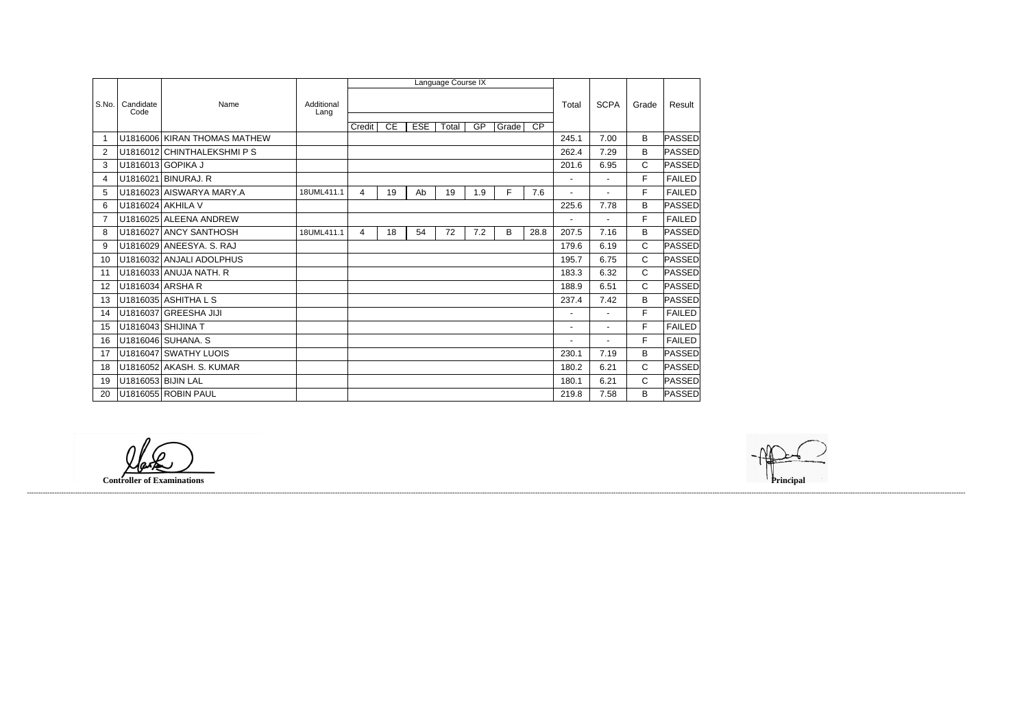| S.No. | Candidate Code | Name | Additional Lang | Language Course IX | | | | | | | Total | SCPA | Grade | Result |
|---|---|---|---|---|---|---|---|---|---|---|---|---|---|---|
| | | | | Credit | CE | ESE | Total | GP | Grade | CP | | | | |
| 1 | U1816006 | KIRAN THOMAS MATHEW | | | | | | | | | 245.1 | 7.00 | B | PASSED |
| 2 | U1816012 | CHINTHALEKSHMI P S | | | | | | | | | 262.4 | 7.29 | B | PASSED |
| 3 | U1816013 | GOPIKA J | | | | | | | | | 201.6 | 6.95 | C | PASSED |
| 4 | U1816021 | BINURAJ. R | | | | | | | | | - | - | F | FAILED |
| 5 | U1816023 | AISWARYA MARY.A | 18UML411.1 | 4 | 19 | Ab | 19 | 1.9 | F | 7.6 | - | - | F | FAILED |
| 6 | U1816024 | AKHILA V | | | | | | | | | 225.6 | 7.78 | B | PASSED |
| 7 | U1816025 | ALEENA ANDREW | | | | | | | | | - | - | F | FAILED |
| 8 | U1816027 | ANCY SANTHOSH | 18UML411.1 | 4 | 18 | 54 | 72 | 7.2 | B | 28.8 | 207.5 | 7.16 | B | PASSED |
| 9 | U1816029 | ANEESYA. S. RAJ | | | | | | | | | 179.6 | 6.19 | C | PASSED |
| 10 | U1816032 | ANJALI ADOLPHUS | | | | | | | | | 195.7 | 6.75 | C | PASSED |
| 11 | U1816033 | ANUJA NATH. R | | | | | | | | | 183.3 | 6.32 | C | PASSED |
| 12 | U1816034 | ARSHA R | | | | | | | | | 188.9 | 6.51 | C | PASSED |
| 13 | U1816035 | ASHITHA L S | | | | | | | | | 237.4 | 7.42 | B | PASSED |
| 14 | U1816037 | GREESHA JIJI | | | | | | | | | - | - | F | FAILED |
| 15 | U1816043 | SHIJINA T | | | | | | | | | - | - | F | FAILED |
| 16 | U1816046 | SUHANA. S | | | | | | | | | - | - | F | FAILED |
| 17 | U1816047 | SWATHY LUOIS | | | | | | | | | 230.1 | 7.19 | B | PASSED |
| 18 | U1816052 | AKASH. S. KUMAR | | | | | | | | | 180.2 | 6.21 | C | PASSED |
| 19 | U1816053 | BIJIN LAL | | | | | | | | | 180.1 | 6.21 | C | PASSED |
| 20 | U1816055 | ROBIN PAUL | | | | | | | | | 219.8 | 7.58 | B | PASSED |

**Controller of Examinations**

**Principal**